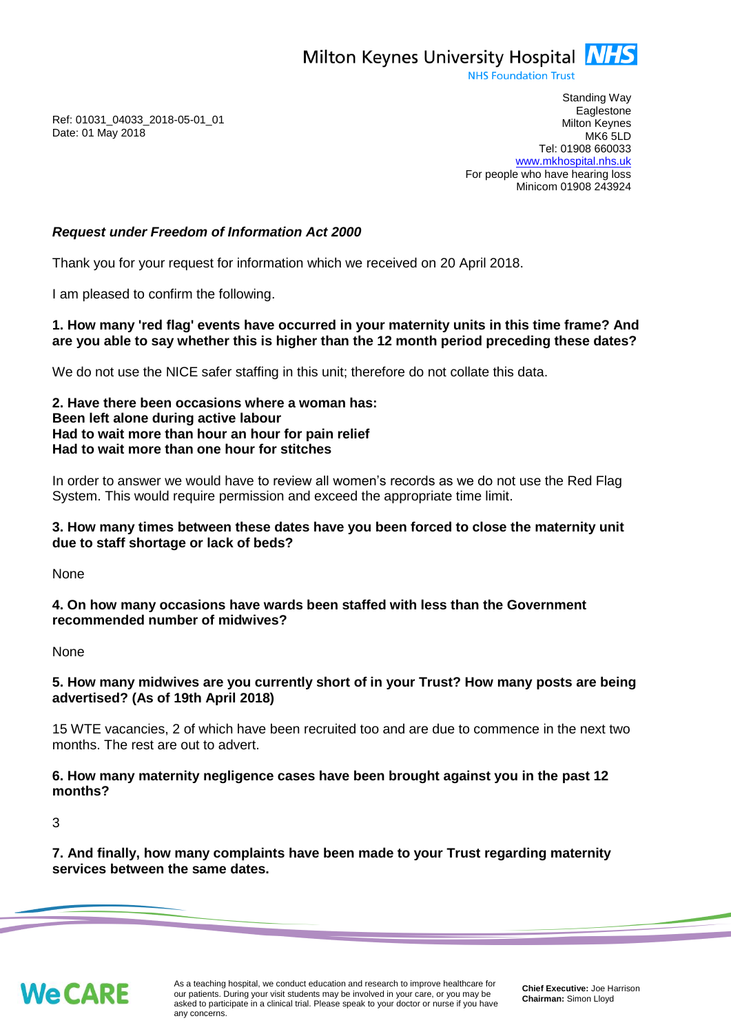Milton Keynes University Hospital NHS
NHS Foundation Trust

Standing Way
Eaglestone
Milton Keynes
MK6 5LD
Tel: 01908 660033
www.mkhospital.nhs.uk
For people who have hearing loss
Minicom 01908 243924

Ref: 01031_04033_2018-05-01_01
Date: 01 May 2018

***Request under Freedom of Information Act 2000***

Thank you for your request for information which we received on 20 April 2018.

I am pleased to confirm the following.

**1. How many 'red flag' events have occurred in your maternity units in this time frame? And are you able to say whether this is higher than the 12 month period preceding these dates?**

We do not use the NICE safer staffing in this unit; therefore do not collate this data.

**2. Have there been occasions where a woman has:**
**Been left alone during active labour**
**Had to wait more than hour an hour for pain relief**
**Had to wait more than one hour for stitches**

In order to answer we would have to review all women's records as we do not use the Red Flag System. This would require permission and exceed the appropriate time limit.

**3. How many times between these dates have you been forced to close the maternity unit due to staff shortage or lack of beds?**

None

**4. On how many occasions have wards been staffed with less than the Government recommended number of midwives?**

None

**5. How many midwives are you currently short of in your Trust? How many posts are being advertised? (As of 19th April 2018)**

15 WTE vacancies, 2 of which have been recruited too and are due to commence in the next two months. The rest are out to advert.

**6. How many maternity negligence cases have been brought against you in the past 12 months?**

3

**7. And finally, how many complaints have been made to your Trust regarding maternity services between the same dates.**

We CARE

As a teaching hospital, we conduct education and research to improve healthcare for our patients. During your visit students may be involved in your care, or you may be asked to participate in a clinical trial. Please speak to your doctor or nurse if you have any concerns.

**Chief Executive:** Joe Harrison
**Chairman:** Simon Lloyd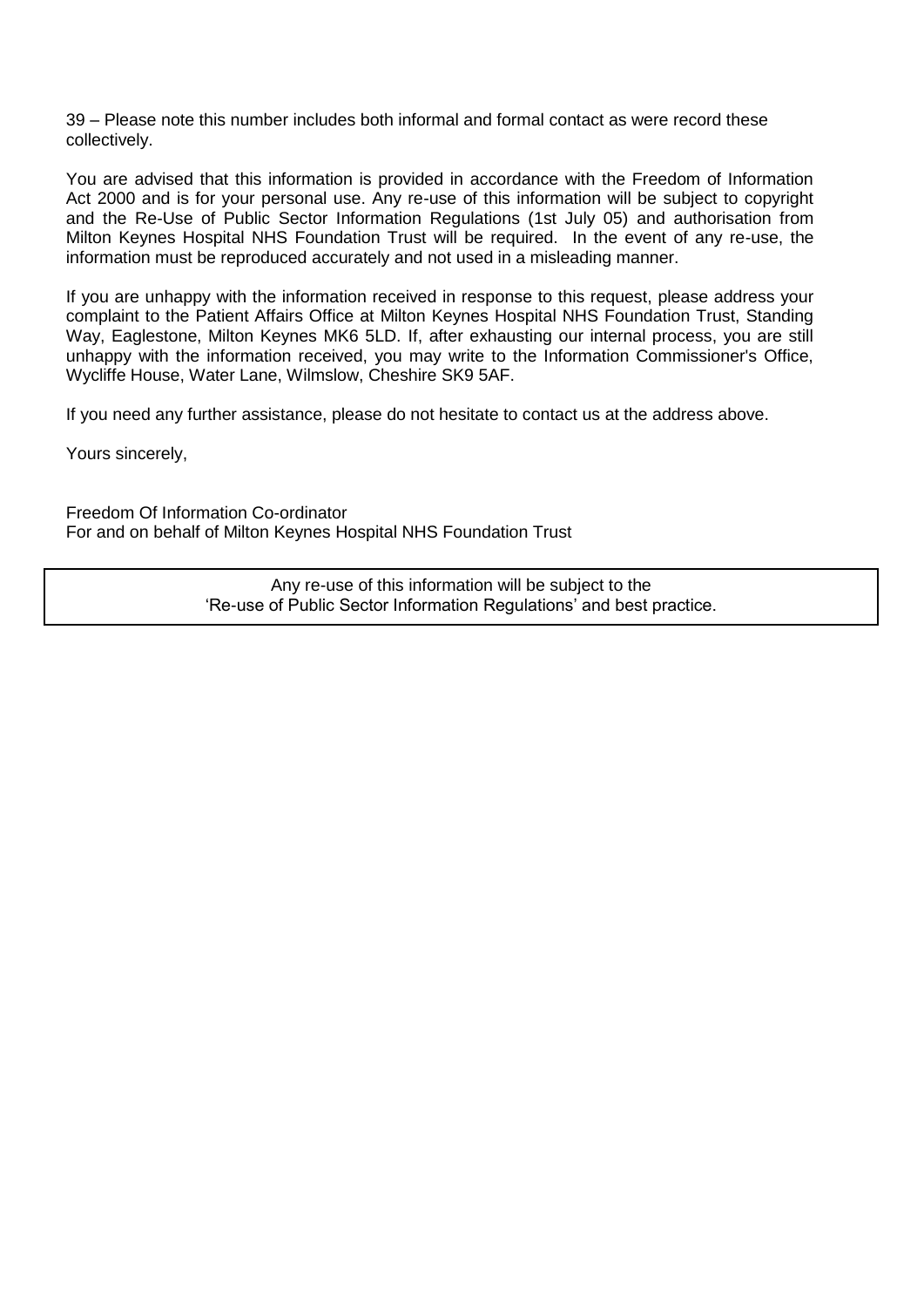39 – Please note this number includes both informal and formal contact as were record these collectively.

You are advised that this information is provided in accordance with the Freedom of Information Act 2000 and is for your personal use. Any re-use of this information will be subject to copyright and the Re-Use of Public Sector Information Regulations (1st July 05) and authorisation from Milton Keynes Hospital NHS Foundation Trust will be required. In the event of any re-use, the information must be reproduced accurately and not used in a misleading manner.

If you are unhappy with the information received in response to this request, please address your complaint to the Patient Affairs Office at Milton Keynes Hospital NHS Foundation Trust, Standing Way, Eaglestone, Milton Keynes MK6 5LD. If, after exhausting our internal process, you are still unhappy with the information received, you may write to the Information Commissioner's Office, Wycliffe House, Water Lane, Wilmslow, Cheshire SK9 5AF.

If you need any further assistance, please do not hesitate to contact us at the address above.

Yours sincerely,

Freedom Of Information Co-ordinator
For and on behalf of Milton Keynes Hospital NHS Foundation Trust

Any re-use of this information will be subject to the 'Re-use of Public Sector Information Regulations' and best practice.